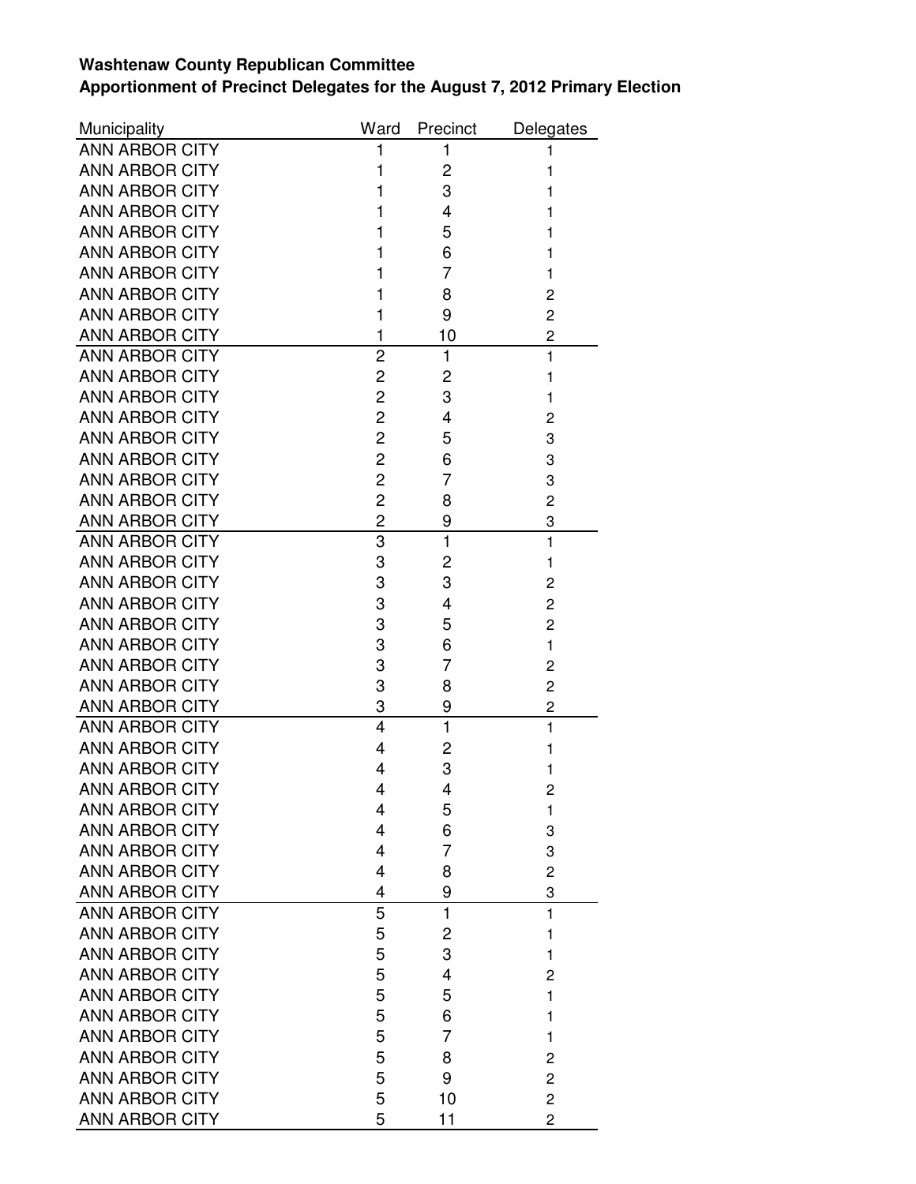**Washtenaw County Republican Committee**
**Apportionment of Precinct Delegates for the August 7, 2012 Primary Election**

| Municipality | Ward | Precinct | Delegates |
|---|---|---|---|
| ANN ARBOR CITY | 1 | 1 | 1 |
| ANN ARBOR CITY | 1 | 2 | 1 |
| ANN ARBOR CITY | 1 | 3 | 1 |
| ANN ARBOR CITY | 1 | 4 | 1 |
| ANN ARBOR CITY | 1 | 5 | 1 |
| ANN ARBOR CITY | 1 | 6 | 1 |
| ANN ARBOR CITY | 1 | 7 | 1 |
| ANN ARBOR CITY | 1 | 8 | 2 |
| ANN ARBOR CITY | 1 | 9 | 2 |
| ANN ARBOR CITY | 1 | 10 | 2 |
| ANN ARBOR CITY | 2 | 1 | 1 |
| ANN ARBOR CITY | 2 | 2 | 1 |
| ANN ARBOR CITY | 2 | 3 | 1 |
| ANN ARBOR CITY | 2 | 4 | 2 |
| ANN ARBOR CITY | 2 | 5 | 3 |
| ANN ARBOR CITY | 2 | 6 | 3 |
| ANN ARBOR CITY | 2 | 7 | 3 |
| ANN ARBOR CITY | 2 | 8 | 2 |
| ANN ARBOR CITY | 2 | 9 | 3 |
| ANN ARBOR CITY | 3 | 1 | 1 |
| ANN ARBOR CITY | 3 | 2 | 1 |
| ANN ARBOR CITY | 3 | 3 | 2 |
| ANN ARBOR CITY | 3 | 4 | 2 |
| ANN ARBOR CITY | 3 | 5 | 2 |
| ANN ARBOR CITY | 3 | 6 | 1 |
| ANN ARBOR CITY | 3 | 7 | 2 |
| ANN ARBOR CITY | 3 | 8 | 2 |
| ANN ARBOR CITY | 3 | 9 | 2 |
| ANN ARBOR CITY | 4 | 1 | 1 |
| ANN ARBOR CITY | 4 | 2 | 1 |
| ANN ARBOR CITY | 4 | 3 | 1 |
| ANN ARBOR CITY | 4 | 4 | 2 |
| ANN ARBOR CITY | 4 | 5 | 1 |
| ANN ARBOR CITY | 4 | 6 | 3 |
| ANN ARBOR CITY | 4 | 7 | 3 |
| ANN ARBOR CITY | 4 | 8 | 2 |
| ANN ARBOR CITY | 4 | 9 | 3 |
| ANN ARBOR CITY | 5 | 1 | 1 |
| ANN ARBOR CITY | 5 | 2 | 1 |
| ANN ARBOR CITY | 5 | 3 | 1 |
| ANN ARBOR CITY | 5 | 4 | 2 |
| ANN ARBOR CITY | 5 | 5 | 1 |
| ANN ARBOR CITY | 5 | 6 | 1 |
| ANN ARBOR CITY | 5 | 7 | 1 |
| ANN ARBOR CITY | 5 | 8 | 2 |
| ANN ARBOR CITY | 5 | 9 | 2 |
| ANN ARBOR CITY | 5 | 10 | 2 |
| ANN ARBOR CITY | 5 | 11 | 2 |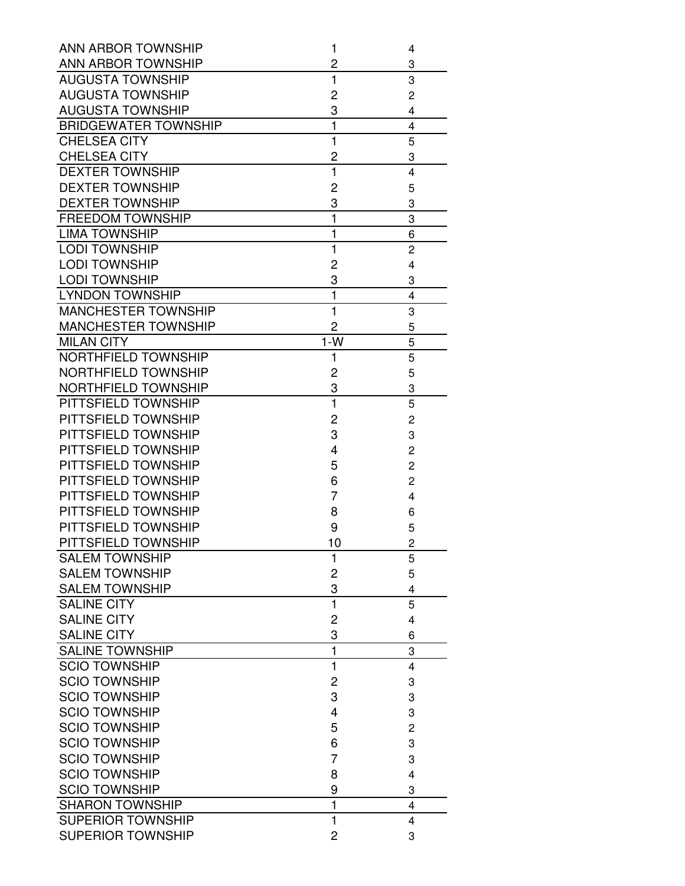| | | |
|---|---|---|
| ANN ARBOR TOWNSHIP | 1 | 4 |
| ANN ARBOR TOWNSHIP | 2 | 3 |
| AUGUSTA TOWNSHIP | 1 | 3 |
| AUGUSTA TOWNSHIP | 2 | 2 |
| AUGUSTA TOWNSHIP | 3 | 4 |
| BRIDGEWATER TOWNSHIP | 1 | 4 |
| CHELSEA CITY | 1 | 5 |
| CHELSEA CITY | 2 | 3 |
| DEXTER TOWNSHIP | 1 | 4 |
| DEXTER TOWNSHIP | 2 | 5 |
| DEXTER TOWNSHIP | 3 | 3 |
| FREEDOM TOWNSHIP | 1 | 3 |
| LIMA TOWNSHIP | 1 | 6 |
| LODI TOWNSHIP | 1 | 2 |
| LODI TOWNSHIP | 2 | 4 |
| LODI TOWNSHIP | 3 | 3 |
| LYNDON TOWNSHIP | 1 | 4 |
| MANCHESTER TOWNSHIP | 1 | 3 |
| MANCHESTER TOWNSHIP | 2 | 5 |
| MILAN CITY | 1-W | 5 |
| NORTHFIELD TOWNSHIP | 1 | 5 |
| NORTHFIELD TOWNSHIP | 2 | 5 |
| NORTHFIELD TOWNSHIP | 3 | 3 |
| PITTSFIELD TOWNSHIP | 1 | 5 |
| PITTSFIELD TOWNSHIP | 2 | 2 |
| PITTSFIELD TOWNSHIP | 3 | 3 |
| PITTSFIELD TOWNSHIP | 4 | 2 |
| PITTSFIELD TOWNSHIP | 5 | 2 |
| PITTSFIELD TOWNSHIP | 6 | 2 |
| PITTSFIELD TOWNSHIP | 7 | 4 |
| PITTSFIELD TOWNSHIP | 8 | 6 |
| PITTSFIELD TOWNSHIP | 9 | 5 |
| PITTSFIELD TOWNSHIP | 10 | 2 |
| SALEM TOWNSHIP | 1 | 5 |
| SALEM TOWNSHIP | 2 | 5 |
| SALEM TOWNSHIP | 3 | 4 |
| SALINE CITY | 1 | 5 |
| SALINE CITY | 2 | 4 |
| SALINE CITY | 3 | 6 |
| SALINE TOWNSHIP | 1 | 3 |
| SCIO TOWNSHIP | 1 | 4 |
| SCIO TOWNSHIP | 2 | 3 |
| SCIO TOWNSHIP | 3 | 3 |
| SCIO TOWNSHIP | 4 | 3 |
| SCIO TOWNSHIP | 5 | 2 |
| SCIO TOWNSHIP | 6 | 3 |
| SCIO TOWNSHIP | 7 | 3 |
| SCIO TOWNSHIP | 8 | 4 |
| SCIO TOWNSHIP | 9 | 3 |
| SHARON TOWNSHIP | 1 | 4 |
| SUPERIOR TOWNSHIP | 1 | 4 |
| SUPERIOR TOWNSHIP | 2 | 3 |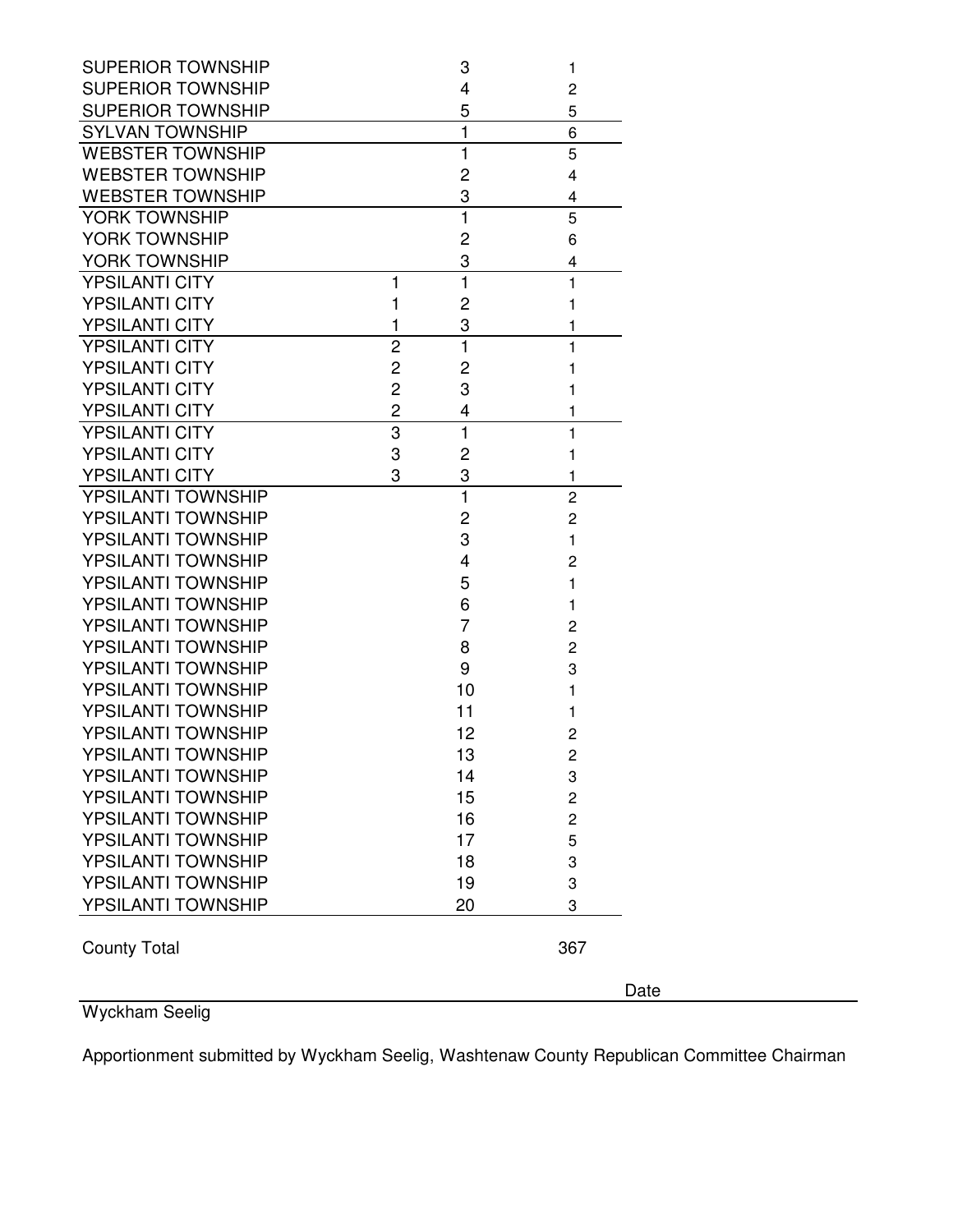| | | | |
|---|---|---|---|
| SUPERIOR TOWNSHIP | | 3 | 1 |
| SUPERIOR TOWNSHIP | | 4 | 2 |
| SUPERIOR TOWNSHIP | | 5 | 5 |
| SYLVAN TOWNSHIP | | 1 | 6 |
| WEBSTER TOWNSHIP | | 1 | 5 |
| WEBSTER TOWNSHIP | | 2 | 4 |
| WEBSTER TOWNSHIP | | 3 | 4 |
| YORK TOWNSHIP | | 1 | 5 |
| YORK TOWNSHIP | | 2 | 6 |
| YORK TOWNSHIP | | 3 | 4 |
| YPSILANTI CITY | 1 | 1 | 1 |
| YPSILANTI CITY | 1 | 2 | 1 |
| YPSILANTI CITY | 1 | 3 | 1 |
| YPSILANTI CITY | 2 | 1 | 1 |
| YPSILANTI CITY | 2 | 2 | 1 |
| YPSILANTI CITY | 2 | 3 | 1 |
| YPSILANTI CITY | 2 | 4 | 1 |
| YPSILANTI CITY | 3 | 1 | 1 |
| YPSILANTI CITY | 3 | 2 | 1 |
| YPSILANTI CITY | 3 | 3 | 1 |
| YPSILANTI TOWNSHIP | | 1 | 2 |
| YPSILANTI TOWNSHIP | | 2 | 2 |
| YPSILANTI TOWNSHIP | | 3 | 1 |
| YPSILANTI TOWNSHIP | | 4 | 2 |
| YPSILANTI TOWNSHIP | | 5 | 1 |
| YPSILANTI TOWNSHIP | | 6 | 1 |
| YPSILANTI TOWNSHIP | | 7 | 2 |
| YPSILANTI TOWNSHIP | | 8 | 2 |
| YPSILANTI TOWNSHIP | | 9 | 3 |
| YPSILANTI TOWNSHIP | | 10 | 1 |
| YPSILANTI TOWNSHIP | | 11 | 1 |
| YPSILANTI TOWNSHIP | | 12 | 2 |
| YPSILANTI TOWNSHIP | | 13 | 2 |
| YPSILANTI TOWNSHIP | | 14 | 3 |
| YPSILANTI TOWNSHIP | | 15 | 2 |
| YPSILANTI TOWNSHIP | | 16 | 2 |
| YPSILANTI TOWNSHIP | | 17 | 5 |
| YPSILANTI TOWNSHIP | | 18 | 3 |
| YPSILANTI TOWNSHIP | | 19 | 3 |
| YPSILANTI TOWNSHIP | | 20 | 3 |

County Total 367

Date

Wyckham Seelig

Apportionment submitted by Wyckham Seelig, Washtenaw County Republican Committee Chairman